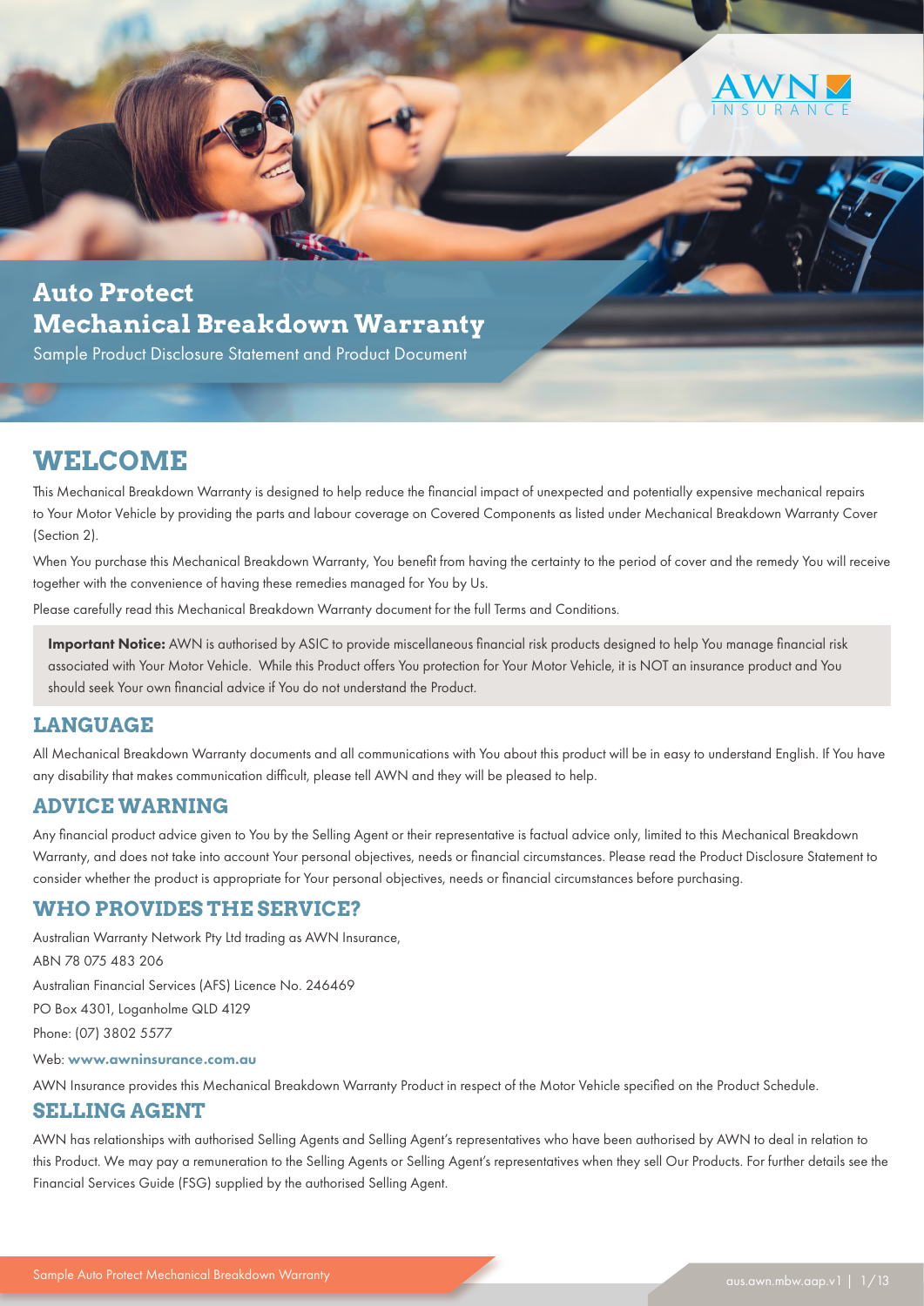AWN INSURANCE

# Auto Protect Mechanical Breakdown Warranty

Sample Product Disclosure Statement and Product Document

## WELCOME

This Mechanical Breakdown Warranty is designed to help reduce the financial impact of unexpected and potentially expensive mechanical repairs to Your Motor Vehicle by providing the parts and labour coverage on Covered Components as listed under Mechanical Breakdown Warranty Cover (Section 2).

When You purchase this Mechanical Breakdown Warranty, You benefit from having the certainty to the period of cover and the remedy You will receive together with the convenience of having these remedies managed for You by Us.

Please carefully read this Mechanical Breakdown Warranty document for the full Terms and Conditions.

**Important Notice:** AWN is authorised by ASIC to provide miscellaneous financial risk products designed to help You manage financial risk associated with Your Motor Vehicle. While this Product offers You protection for Your Motor Vehicle, it is NOT an insurance product and You should seek Your own financial advice if You do not understand the Product.

## LANGUAGE

All Mechanical Breakdown Warranty documents and all communications with You about this product will be in easy to understand English. If You have any disability that makes communication difficult, please tell AWN and they will be pleased to help.

## ADVICE WARNING

Any financial product advice given to You by the Selling Agent or their representative is factual advice only, limited to this Mechanical Breakdown Warranty, and does not take into account Your personal objectives, needs or financial circumstances. Please read the Product Disclosure Statement to consider whether the product is appropriate for Your personal objectives, needs or financial circumstances before purchasing.

## WHO PROVIDES THE SERVICE?

Australian Warranty Network Pty Ltd trading as AWN Insurance,

ABN 78 075 483 206

Australian Financial Services (AFS) Licence No. 246469

PO Box 4301, Loganholme QLD 4129

Phone: (07) 3802 5577

Web: **www.awninsurance.com.au**

AWN Insurance provides this Mechanical Breakdown Warranty Product in respect of the Motor Vehicle specified on the Product Schedule.

## SELLING AGENT

AWN has relationships with authorised Selling Agents and Selling Agent's representatives who have been authorised by AWN to deal in relation to this Product. We may pay a remuneration to the Selling Agents or Selling Agent's representatives when they sell Our Products. For further details see the Financial Services Guide (FSG) supplied by the authorised Selling Agent.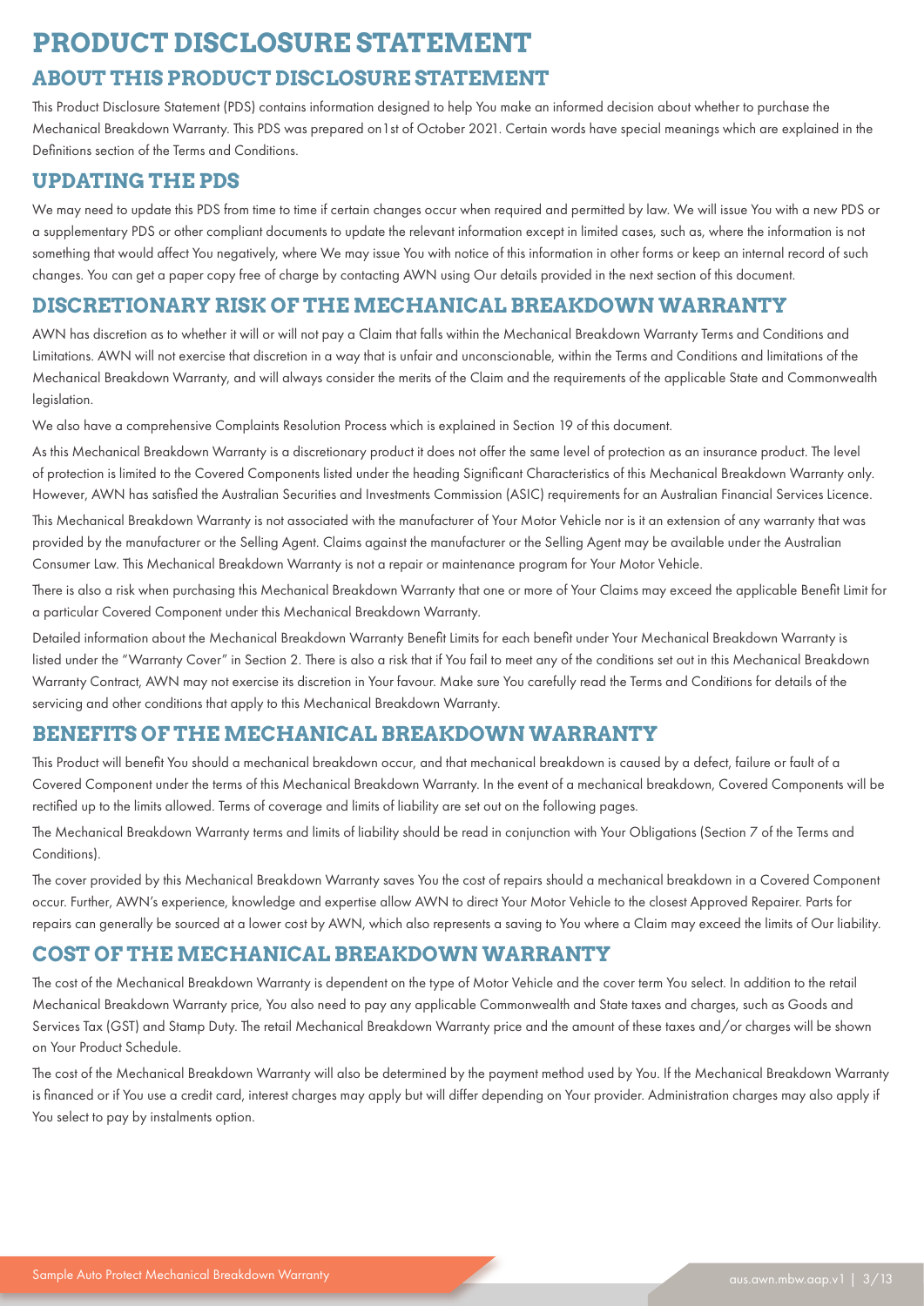# PRODUCT DISCLOSURE STATEMENT

## ABOUT THIS PRODUCT DISCLOSURE STATEMENT

This Product Disclosure Statement (PDS) contains information designed to help You make an informed decision about whether to purchase the Mechanical Breakdown Warranty. This PDS was prepared on1st of October 2021. Certain words have special meanings which are explained in the Definitions section of the Terms and Conditions.

## UPDATING THE PDS

We may need to update this PDS from time to time if certain changes occur when required and permitted by law. We will issue You with a new PDS or a supplementary PDS or other compliant documents to update the relevant information except in limited cases, such as, where the information is not something that would affect You negatively, where We may issue You with notice of this information in other forms or keep an internal record of such changes. You can get a paper copy free of charge by contacting AWN using Our details provided in the next section of this document.

## DISCRETIONARY RISK OF THE MECHANICAL BREAKDOWN WARRANTY

AWN has discretion as to whether it will or will not pay a Claim that falls within the Mechanical Breakdown Warranty Terms and Conditions and Limitations. AWN will not exercise that discretion in a way that is unfair and unconscionable, within the Terms and Conditions and limitations of the Mechanical Breakdown Warranty, and will always consider the merits of the Claim and the requirements of the applicable State and Commonwealth legislation.

We also have a comprehensive Complaints Resolution Process which is explained in Section 19 of this document.

As this Mechanical Breakdown Warranty is a discretionary product it does not offer the same level of protection as an insurance product. The level of protection is limited to the Covered Components listed under the heading Significant Characteristics of this Mechanical Breakdown Warranty only. However, AWN has satisfied the Australian Securities and Investments Commission (ASIC) requirements for an Australian Financial Services Licence.

This Mechanical Breakdown Warranty is not associated with the manufacturer of Your Motor Vehicle nor is it an extension of any warranty that was provided by the manufacturer or the Selling Agent. Claims against the manufacturer or the Selling Agent may be available under the Australian Consumer Law. This Mechanical Breakdown Warranty is not a repair or maintenance program for Your Motor Vehicle.

There is also a risk when purchasing this Mechanical Breakdown Warranty that one or more of Your Claims may exceed the applicable Benefit Limit for a particular Covered Component under this Mechanical Breakdown Warranty.

Detailed information about the Mechanical Breakdown Warranty Benefit Limits for each benefit under Your Mechanical Breakdown Warranty is listed under the "Warranty Cover" in Section 2. There is also a risk that if You fail to meet any of the conditions set out in this Mechanical Breakdown Warranty Contract, AWN may not exercise its discretion in Your favour. Make sure You carefully read the Terms and Conditions for details of the servicing and other conditions that apply to this Mechanical Breakdown Warranty.

## BENEFITS OF THE MECHANICAL BREAKDOWN WARRANTY

This Product will benefit You should a mechanical breakdown occur, and that mechanical breakdown is caused by a defect, failure or fault of a Covered Component under the terms of this Mechanical Breakdown Warranty. In the event of a mechanical breakdown, Covered Components will be rectified up to the limits allowed. Terms of coverage and limits of liability are set out on the following pages.

The Mechanical Breakdown Warranty terms and limits of liability should be read in conjunction with Your Obligations (Section 7 of the Terms and Conditions).

The cover provided by this Mechanical Breakdown Warranty saves You the cost of repairs should a mechanical breakdown in a Covered Component occur. Further, AWN's experience, knowledge and expertise allow AWN to direct Your Motor Vehicle to the closest Approved Repairer. Parts for repairs can generally be sourced at a lower cost by AWN, which also represents a saving to You where a Claim may exceed the limits of Our liability.

## COST OF THE MECHANICAL BREAKDOWN WARRANTY

The cost of the Mechanical Breakdown Warranty is dependent on the type of Motor Vehicle and the cover term You select. In addition to the retail Mechanical Breakdown Warranty price, You also need to pay any applicable Commonwealth and State taxes and charges, such as Goods and Services Tax (GST) and Stamp Duty. The retail Mechanical Breakdown Warranty price and the amount of these taxes and/or charges will be shown on Your Product Schedule.

The cost of the Mechanical Breakdown Warranty will also be determined by the payment method used by You. If the Mechanical Breakdown Warranty is financed or if You use a credit card, interest charges may apply but will differ depending on Your provider. Administration charges may also apply if You select to pay by instalments option.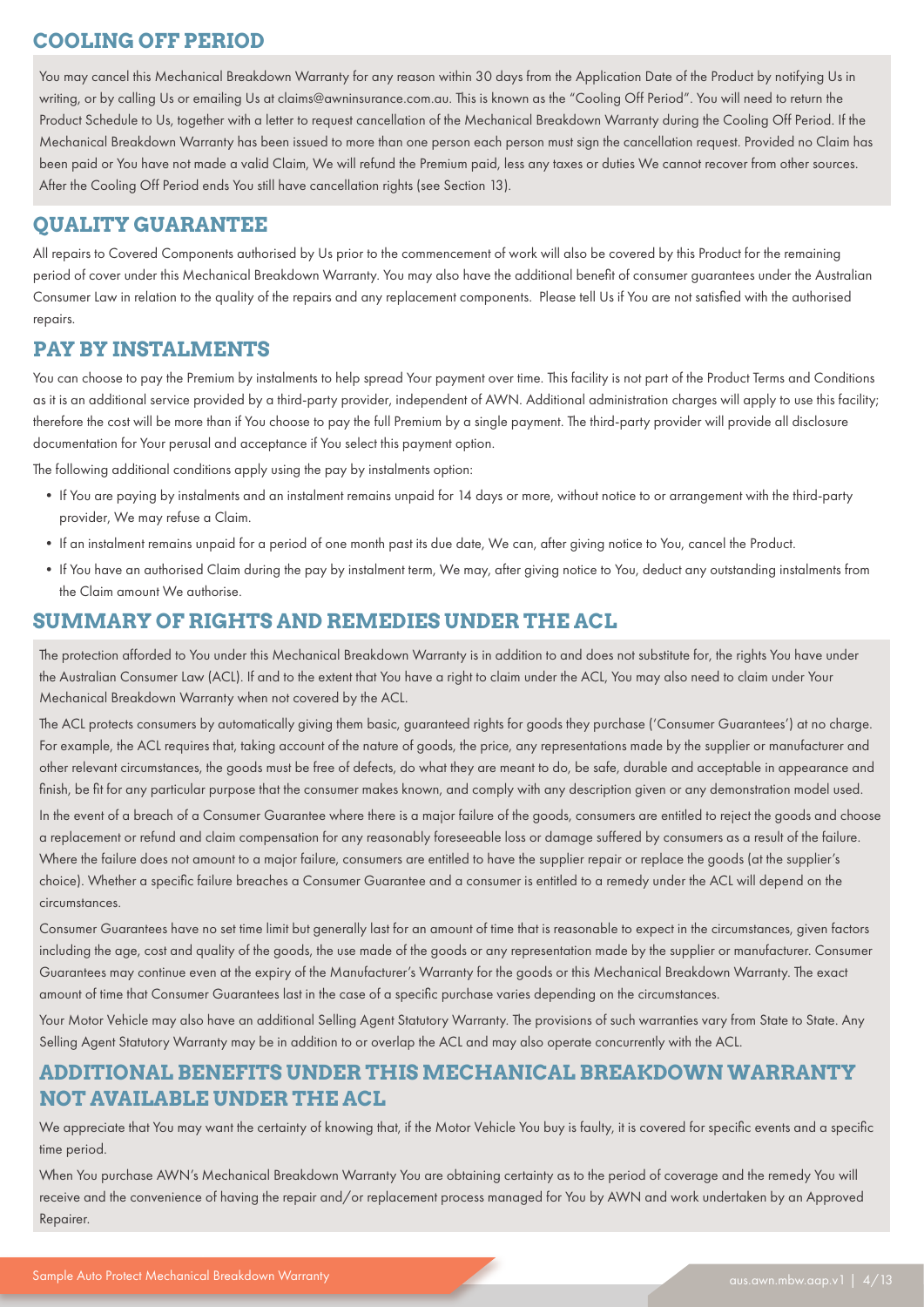## COOLING OFF PERIOD

You may cancel this Mechanical Breakdown Warranty for any reason within 30 days from the Application Date of the Product by notifying Us in writing, or by calling Us or emailing Us at claims@awninsurance.com.au. This is known as the "Cooling Off Period". You will need to return the Product Schedule to Us, together with a letter to request cancellation of the Mechanical Breakdown Warranty during the Cooling Off Period. If the Mechanical Breakdown Warranty has been issued to more than one person each person must sign the cancellation request. Provided no Claim has been paid or You have not made a valid Claim, We will refund the Premium paid, less any taxes or duties We cannot recover from other sources. After the Cooling Off Period ends You still have cancellation rights (see Section 13).

## QUALITY GUARANTEE

All repairs to Covered Components authorised by Us prior to the commencement of work will also be covered by this Product for the remaining period of cover under this Mechanical Breakdown Warranty. You may also have the additional benefit of consumer guarantees under the Australian Consumer Law in relation to the quality of the repairs and any replacement components. Please tell Us if You are not satisfied with the authorised repairs.

## PAY BY INSTALMENTS

You can choose to pay the Premium by instalments to help spread Your payment over time. This facility is not part of the Product Terms and Conditions as it is an additional service provided by a third-party provider, independent of AWN. Additional administration charges will apply to use this facility; therefore the cost will be more than if You choose to pay the full Premium by a single payment. The third-party provider will provide all disclosure documentation for Your perusal and acceptance if You select this payment option.

The following additional conditions apply using the pay by instalments option:

- If You are paying by instalments and an instalment remains unpaid for 14 days or more, without notice to or arrangement with the third-party provider, We may refuse a Claim.
- If an instalment remains unpaid for a period of one month past its due date, We can, after giving notice to You, cancel the Product.
- If You have an authorised Claim during the pay by instalment term, We may, after giving notice to You, deduct any outstanding instalments from the Claim amount We authorise.

## SUMMARY OF RIGHTS AND REMEDIES UNDER THE ACL

The protection afforded to You under this Mechanical Breakdown Warranty is in addition to and does not substitute for, the rights You have under the Australian Consumer Law (ACL). If and to the extent that You have a right to claim under the ACL, You may also need to claim under Your Mechanical Breakdown Warranty when not covered by the ACL.

The ACL protects consumers by automatically giving them basic, guaranteed rights for goods they purchase ('Consumer Guarantees') at no charge. For example, the ACL requires that, taking account of the nature of goods, the price, any representations made by the supplier or manufacturer and other relevant circumstances, the goods must be free of defects, do what they are meant to do, be safe, durable and acceptable in appearance and finish, be fit for any particular purpose that the consumer makes known, and comply with any description given or any demonstration model used.

In the event of a breach of a Consumer Guarantee where there is a major failure of the goods, consumers are entitled to reject the goods and choose a replacement or refund and claim compensation for any reasonably foreseeable loss or damage suffered by consumers as a result of the failure. Where the failure does not amount to a major failure, consumers are entitled to have the supplier repair or replace the goods (at the supplier's choice). Whether a specific failure breaches a Consumer Guarantee and a consumer is entitled to a remedy under the ACL will depend on the circumstances.

Consumer Guarantees have no set time limit but generally last for an amount of time that is reasonable to expect in the circumstances, given factors including the age, cost and quality of the goods, the use made of the goods or any representation made by the supplier or manufacturer. Consumer Guarantees may continue even at the expiry of the Manufacturer's Warranty for the goods or this Mechanical Breakdown Warranty. The exact amount of time that Consumer Guarantees last in the case of a specific purchase varies depending on the circumstances.

Your Motor Vehicle may also have an additional Selling Agent Statutory Warranty. The provisions of such warranties vary from State to State. Any Selling Agent Statutory Warranty may be in addition to or overlap the ACL and may also operate concurrently with the ACL.

## ADDITIONAL BENEFITS UNDER THIS MECHANICAL BREAKDOWN WARRANTY NOT AVAILABLE UNDER THE ACL

We appreciate that You may want the certainty of knowing that, if the Motor Vehicle You buy is faulty, it is covered for specific events and a specific time period.

When You purchase AWN's Mechanical Breakdown Warranty You are obtaining certainty as to the period of coverage and the remedy You will receive and the convenience of having the repair and/or replacement process managed for You by AWN and work undertaken by an Approved Repairer.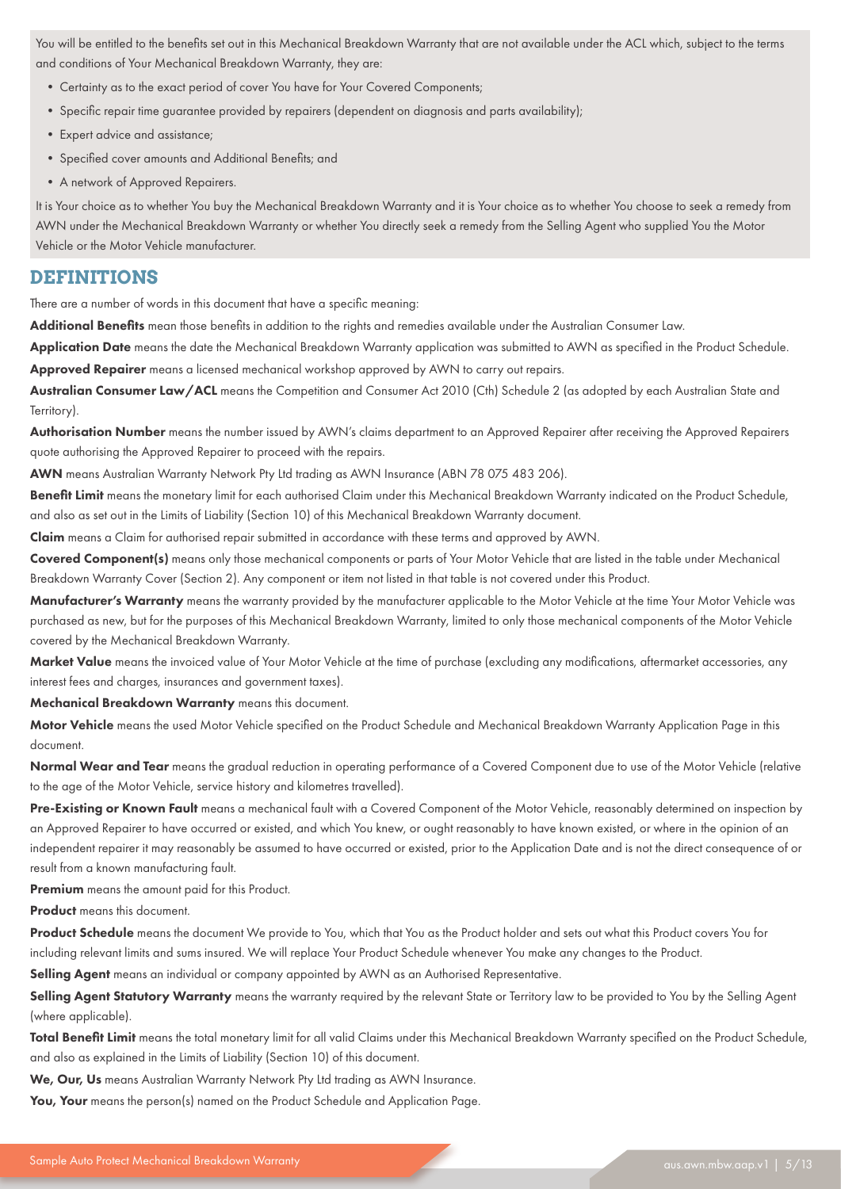You will be entitled to the benefits set out in this Mechanical Breakdown Warranty that are not available under the ACL which, subject to the terms and conditions of Your Mechanical Breakdown Warranty, they are:

- Certainty as to the exact period of cover You have for Your Covered Components;
- Specific repair time guarantee provided by repairers (dependent on diagnosis and parts availability);
- Expert advice and assistance;
- Specified cover amounts and Additional Benefits; and
- A network of Approved Repairers.

It is Your choice as to whether You buy the Mechanical Breakdown Warranty and it is Your choice as to whether You choose to seek a remedy from AWN under the Mechanical Breakdown Warranty or whether You directly seek a remedy from the Selling Agent who supplied You the Motor Vehicle or the Motor Vehicle manufacturer.

## DEFINITIONS

There are a number of words in this document that have a specific meaning:

**Additional Benefits** mean those benefits in addition to the rights and remedies available under the Australian Consumer Law.

**Application Date** means the date the Mechanical Breakdown Warranty application was submitted to AWN as specified in the Product Schedule.

**Approved Repairer** means a licensed mechanical workshop approved by AWN to carry out repairs.

**Australian Consumer Law/ACL** means the Competition and Consumer Act 2010 (Cth) Schedule 2 (as adopted by each Australian State and Territory).

**Authorisation Number** means the number issued by AWN's claims department to an Approved Repairer after receiving the Approved Repairers quote authorising the Approved Repairer to proceed with the repairs.

**AWN** means Australian Warranty Network Pty Ltd trading as AWN Insurance (ABN 78 075 483 206).

**Benefit Limit** means the monetary limit for each authorised Claim under this Mechanical Breakdown Warranty indicated on the Product Schedule, and also as set out in the Limits of Liability (Section 10) of this Mechanical Breakdown Warranty document.

**Claim** means a Claim for authorised repair submitted in accordance with these terms and approved by AWN.

**Covered Component(s)** means only those mechanical components or parts of Your Motor Vehicle that are listed in the table under Mechanical Breakdown Warranty Cover (Section 2). Any component or item not listed in that table is not covered under this Product.

**Manufacturer's Warranty** means the warranty provided by the manufacturer applicable to the Motor Vehicle at the time Your Motor Vehicle was purchased as new, but for the purposes of this Mechanical Breakdown Warranty, limited to only those mechanical components of the Motor Vehicle covered by the Mechanical Breakdown Warranty.

**Market Value** means the invoiced value of Your Motor Vehicle at the time of purchase (excluding any modifications, aftermarket accessories, any interest fees and charges, insurances and government taxes).

**Mechanical Breakdown Warranty** means this document.

**Motor Vehicle** means the used Motor Vehicle specified on the Product Schedule and Mechanical Breakdown Warranty Application Page in this document.

**Normal Wear and Tear** means the gradual reduction in operating performance of a Covered Component due to use of the Motor Vehicle (relative to the age of the Motor Vehicle, service history and kilometres travelled).

**Pre-Existing or Known Fault** means a mechanical fault with a Covered Component of the Motor Vehicle, reasonably determined on inspection by an Approved Repairer to have occurred or existed, and which You knew, or ought reasonably to have known existed, or where in the opinion of an independent repairer it may reasonably be assumed to have occurred or existed, prior to the Application Date and is not the direct consequence of or result from a known manufacturing fault.

**Premium** means the amount paid for this Product.

**Product** means this document.

**Product Schedule** means the document We provide to You, which that You as the Product holder and sets out what this Product covers You for including relevant limits and sums insured. We will replace Your Product Schedule whenever You make any changes to the Product.

**Selling Agent** means an individual or company appointed by AWN as an Authorised Representative.

**Selling Agent Statutory Warranty** means the warranty required by the relevant State or Territory law to be provided to You by the Selling Agent (where applicable).

**Total Benefit Limit** means the total monetary limit for all valid Claims under this Mechanical Breakdown Warranty specified on the Product Schedule, and also as explained in the Limits of Liability (Section 10) of this document.

**We, Our, Us** means Australian Warranty Network Pty Ltd trading as AWN Insurance.

**You, Your** means the person(s) named on the Product Schedule and Application Page.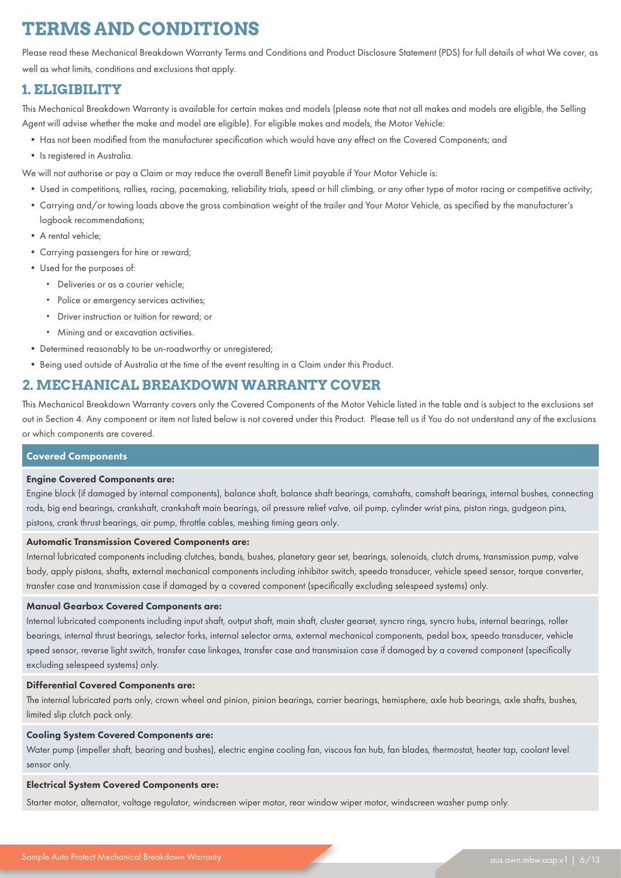# TERMS AND CONDITIONS

Please read these Mechanical Breakdown Warranty Terms and Conditions and Product Disclosure Statement (PDS) for full details of what We cover, as well as what limits, conditions and exclusions that apply.

## 1. ELIGIBILITY

This Mechanical Breakdown Warranty is available for certain makes and models (please note that not all makes and models are eligible, the Selling Agent will advise whether the make and model are eligible). For eligible makes and models, the Motor Vehicle:

- Has not been modified from the manufacturer specification which would have any effect on the Covered Components; and
- Is registered in Australia.

We will not authorise or pay a Claim or may reduce the overall Benefit Limit payable if Your Motor Vehicle is:

- Used in competitions, rallies, racing, pacemaking, reliability trials, speed or hill climbing, or any other type of motor racing or competitive activity;
- Carrying and/or towing loads above the gross combination weight of the trailer and Your Motor Vehicle, as specified by the manufacturer's logbook recommendations;
- A rental vehicle;
- Carrying passengers for hire or reward;
- Used for the purposes of:
  - Deliveries or as a courier vehicle;
  - Police or emergency services activities;
  - Driver instruction or tuition for reward; or
  - Mining and or excavation activities.
- Determined reasonably to be un-roadworthy or unregistered;
- Being used outside of Australia at the time of the event resulting in a Claim under this Product.

## 2. MECHANICAL BREAKDOWN WARRANTY COVER

This Mechanical Breakdown Warranty covers only the Covered Components of the Motor Vehicle listed in the table and is subject to the exclusions set out in Section 4. Any component or item not listed below is not covered under this Product. Please tell us if You do not understand any of the exclusions or which components are covered.

| Covered Components |
|---|
| **Engine Covered Components are:**<br>Engine block (if damaged by internal components), balance shaft, balance shaft bearings, camshafts, camshaft bearings, internal bushes, connecting rods, big end bearings, crankshaft, crankshaft main bearings, oil pressure relief valve, oil pump, cylinder wrist pins, piston rings, gudgeon pins, pistons, crank thrust bearings, air pump, throttle cables, meshing timing gears only. |
| **Automatic Transmission Covered Components are:**<br>Internal lubricated components including clutches, bands, bushes, planetary gear set, bearings, solenoids, clutch drums, transmission pump, valve body, apply pistons, shafts, external mechanical components including inhibitor switch, speedo transducer, vehicle speed sensor, torque converter, transfer case and transmission case if damaged by a covered component (specifically excluding selespeed systems) only. |
| **Manual Gearbox Covered Components are:**<br>Internal lubricated components including input shaft, output shaft, main shaft, cluster gearset, syncro rings, syncro hubs, internal bearings, roller bearings, internal thrust bearings, selector forks, internal selector arms, external mechanical components, pedal box, speedo transducer, vehicle speed sensor, reverse light switch, transfer case linkages, transfer case and transmission case if damaged by a covered component (specifically excluding selespeed systems) only. |
| **Differential Covered Components are:**<br>The internal lubricated parts only, crown wheel and pinion, pinion bearings, carrier bearings, hemisphere, axle hub bearings, axle shafts, bushes, limited slip clutch pack only. |
| **Cooling System Covered Components are:**<br>Water pump (impeller shaft, bearing and bushes), electric engine cooling fan, viscous fan hub, fan blades, thermostat, heater tap, coolant level sensor only. |
| **Electrical System Covered Components are:**<br>Starter motor, alternator, voltage regulator, windscreen wiper motor, rear window wiper motor, windscreen washer pump only. |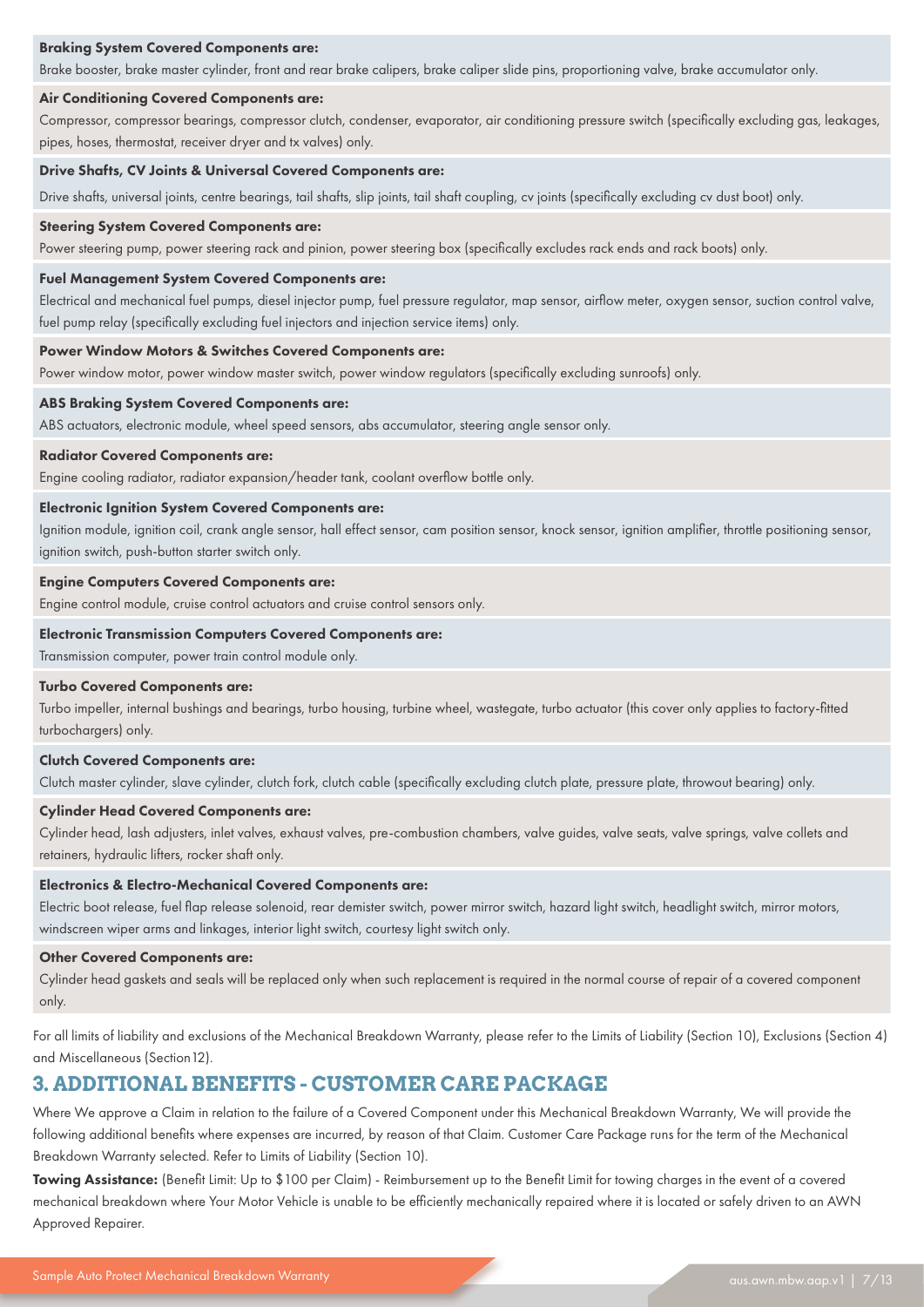**Braking System Covered Components are:**

Brake booster, brake master cylinder, front and rear brake calipers, brake caliper slide pins, proportioning valve, brake accumulator only.

**Air Conditioning Covered Components are:**

Compressor, compressor bearings, compressor clutch, condenser, evaporator, air conditioning pressure switch (specifically excluding gas, leakages, pipes, hoses, thermostat, receiver dryer and tx valves) only.

**Drive Shafts, CV Joints & Universal Covered Components are:**

Drive shafts, universal joints, centre bearings, tail shafts, slip joints, tail shaft coupling, cv joints (specifically excluding cv dust boot) only.

**Steering System Covered Components are:**

Power steering pump, power steering rack and pinion, power steering box (specifically excludes rack ends and rack boots) only.

**Fuel Management System Covered Components are:**

Electrical and mechanical fuel pumps, diesel injector pump, fuel pressure regulator, map sensor, airflow meter, oxygen sensor, suction control valve, fuel pump relay (specifically excluding fuel injectors and injection service items) only.

**Power Window Motors & Switches Covered Components are:**

Power window motor, power window master switch, power window regulators (specifically excluding sunroofs) only.

**ABS Braking System Covered Components are:**

ABS actuators, electronic module, wheel speed sensors, abs accumulator, steering angle sensor only.

**Radiator Covered Components are:**

Engine cooling radiator, radiator expansion/header tank, coolant overflow bottle only.

**Electronic Ignition System Covered Components are:**

Ignition module, ignition coil, crank angle sensor, hall effect sensor, cam position sensor, knock sensor, ignition amplifier, throttle positioning sensor, ignition switch, push-button starter switch only.

**Engine Computers Covered Components are:**

Engine control module, cruise control actuators and cruise control sensors only.

**Electronic Transmission Computers Covered Components are:**

Transmission computer, power train control module only.

**Turbo Covered Components are:**

Turbo impeller, internal bushings and bearings, turbo housing, turbine wheel, wastegate, turbo actuator (this cover only applies to factory-fitted turbochargers) only.

**Clutch Covered Components are:**

Clutch master cylinder, slave cylinder, clutch fork, clutch cable (specifically excluding clutch plate, pressure plate, throwout bearing) only.

**Cylinder Head Covered Components are:**

Cylinder head, lash adjusters, inlet valves, exhaust valves, pre-combustion chambers, valve guides, valve seats, valve springs, valve collets and retainers, hydraulic lifters, rocker shaft only.

**Electronics & Electro-Mechanical Covered Components are:**

Electric boot release, fuel flap release solenoid, rear demister switch, power mirror switch, hazard light switch, headlight switch, mirror motors, windscreen wiper arms and linkages, interior light switch, courtesy light switch only.

**Other Covered Components are:**

Cylinder head gaskets and seals will be replaced only when such replacement is required in the normal course of repair of a covered component only.

For all limits of liability and exclusions of the Mechanical Breakdown Warranty, please refer to the Limits of Liability (Section 10), Exclusions (Section 4) and Miscellaneous (Section 12).

## 3. ADDITIONAL BENEFITS - CUSTOMER CARE PACKAGE

Where We approve a Claim in relation to the failure of a Covered Component under this Mechanical Breakdown Warranty, We will provide the following additional benefits where expenses are incurred, by reason of that Claim. Customer Care Package runs for the term of the Mechanical Breakdown Warranty selected. Refer to Limits of Liability (Section 10).

**Towing Assistance:** (Benefit Limit: Up to $100 per Claim) - Reimbursement up to the Benefit Limit for towing charges in the event of a covered mechanical breakdown where Your Motor Vehicle is unable to be efficiently mechanically repaired where it is located or safely driven to an AWN Approved Repairer.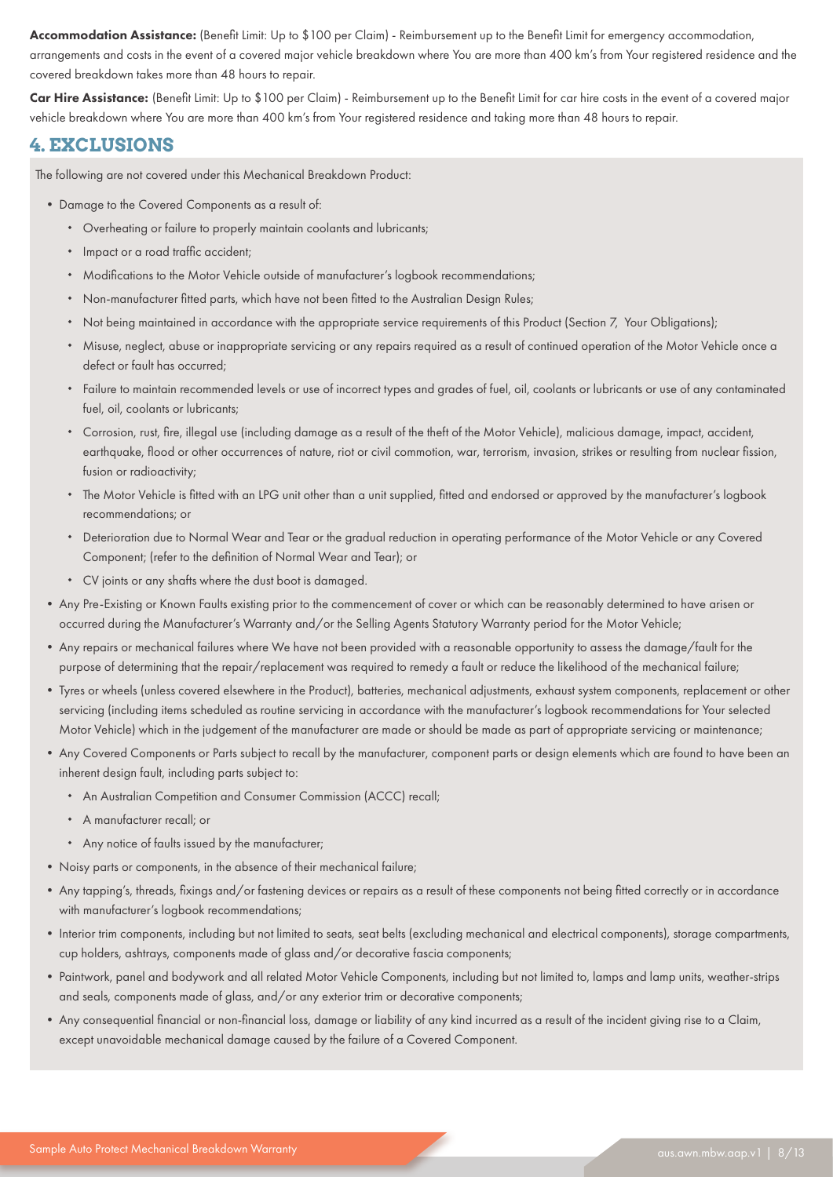**Accommodation Assistance:** (Benefit Limit: Up to $100 per Claim) - Reimbursement up to the Benefit Limit for emergency accommodation, arrangements and costs in the event of a covered major vehicle breakdown where You are more than 400 km's from Your registered residence and the covered breakdown takes more than 48 hours to repair.

**Car Hire Assistance:** (Benefit Limit: Up to $100 per Claim) - Reimbursement up to the Benefit Limit for car hire costs in the event of a covered major vehicle breakdown where You are more than 400 km's from Your registered residence and taking more than 48 hours to repair.

## 4. EXCLUSIONS

The following are not covered under this Mechanical Breakdown Product:

- Damage to the Covered Components as a result of:
  - Overheating or failure to properly maintain coolants and lubricants;
  - Impact or a road traffic accident;
  - Modifications to the Motor Vehicle outside of manufacturer's logbook recommendations;
  - Non-manufacturer fitted parts, which have not been fitted to the Australian Design Rules;
  - Not being maintained in accordance with the appropriate service requirements of this Product (Section 7, Your Obligations);
  - Misuse, neglect, abuse or inappropriate servicing or any repairs required as a result of continued operation of the Motor Vehicle once a defect or fault has occurred;
  - Failure to maintain recommended levels or use of incorrect types and grades of fuel, oil, coolants or lubricants or use of any contaminated fuel, oil, coolants or lubricants;
  - Corrosion, rust, fire, illegal use (including damage as a result of the theft of the Motor Vehicle), malicious damage, impact, accident, earthquake, flood or other occurrences of nature, riot or civil commotion, war, terrorism, invasion, strikes or resulting from nuclear fission, fusion or radioactivity;
  - The Motor Vehicle is fitted with an LPG unit other than a unit supplied, fitted and endorsed or approved by the manufacturer's logbook recommendations; or
  - Deterioration due to Normal Wear and Tear or the gradual reduction in operating performance of the Motor Vehicle or any Covered Component; (refer to the definition of Normal Wear and Tear); or
  - CV joints or any shafts where the dust boot is damaged.
- Any Pre-Existing or Known Faults existing prior to the commencement of cover or which can be reasonably determined to have arisen or occurred during the Manufacturer's Warranty and/or the Selling Agents Statutory Warranty period for the Motor Vehicle;
- Any repairs or mechanical failures where We have not been provided with a reasonable opportunity to assess the damage/fault for the purpose of determining that the repair/replacement was required to remedy a fault or reduce the likelihood of the mechanical failure;
- Tyres or wheels (unless covered elsewhere in the Product), batteries, mechanical adjustments, exhaust system components, replacement or other servicing (including items scheduled as routine servicing in accordance with the manufacturer's logbook recommendations for Your selected Motor Vehicle) which in the judgement of the manufacturer are made or should be made as part of appropriate servicing or maintenance;
- Any Covered Components or Parts subject to recall by the manufacturer, component parts or design elements which are found to have been an inherent design fault, including parts subject to:
  - An Australian Competition and Consumer Commission (ACCC) recall;
  - A manufacturer recall; or
  - Any notice of faults issued by the manufacturer;
- Noisy parts or components, in the absence of their mechanical failure;
- Any tapping's, threads, fixings and/or fastening devices or repairs as a result of these components not being fitted correctly or in accordance with manufacturer's logbook recommendations;
- Interior trim components, including but not limited to seats, seat belts (excluding mechanical and electrical components), storage compartments, cup holders, ashtrays, components made of glass and/or decorative fascia components;
- Paintwork, panel and bodywork and all related Motor Vehicle Components, including but not limited to, lamps and lamp units, weather-strips and seals, components made of glass, and/or any exterior trim or decorative components;
- Any consequential financial or non-financial loss, damage or liability of any kind incurred as a result of the incident giving rise to a Claim, except unavoidable mechanical damage caused by the failure of a Covered Component.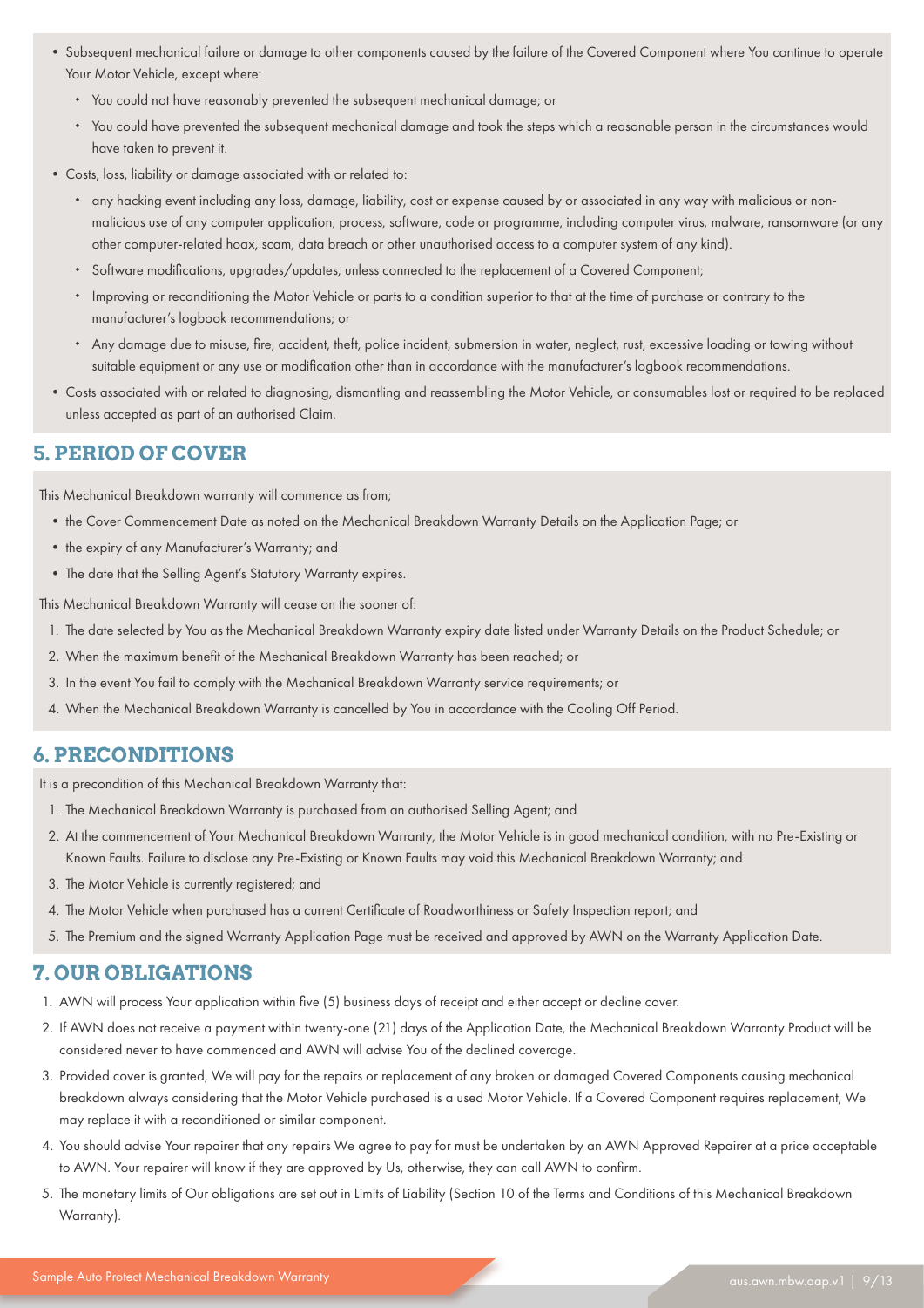- Subsequent mechanical failure or damage to other components caused by the failure of the Covered Component where You continue to operate Your Motor Vehicle, except where:
  - You could not have reasonably prevented the subsequent mechanical damage; or
  - You could have prevented the subsequent mechanical damage and took the steps which a reasonable person in the circumstances would have taken to prevent it.
- Costs, loss, liability or damage associated with or related to:
  - any hacking event including any loss, damage, liability, cost or expense caused by or associated in any way with malicious or non-malicious use of any computer application, process, software, code or programme, including computer virus, malware, ransomware (or any other computer-related hoax, scam, data breach or other unauthorised access to a computer system of any kind).
  - Software modifications, upgrades/updates, unless connected to the replacement of a Covered Component;
  - Improving or reconditioning the Motor Vehicle or parts to a condition superior to that at the time of purchase or contrary to the manufacturer's logbook recommendations; or
  - Any damage due to misuse, fire, accident, theft, police incident, submersion in water, neglect, rust, excessive loading or towing without suitable equipment or any use or modification other than in accordance with the manufacturer's logbook recommendations.
- Costs associated with or related to diagnosing, dismantling and reassembling the Motor Vehicle, or consumables lost or required to be replaced unless accepted as part of an authorised Claim.

## 5. PERIOD OF COVER

This Mechanical Breakdown warranty will commence as from;

- the Cover Commencement Date as noted on the Mechanical Breakdown Warranty Details on the Application Page; or
- the expiry of any Manufacturer's Warranty; and
- The date that the Selling Agent's Statutory Warranty expires.

This Mechanical Breakdown Warranty will cease on the sooner of:

1. The date selected by You as the Mechanical Breakdown Warranty expiry date listed under Warranty Details on the Product Schedule; or
2. When the maximum benefit of the Mechanical Breakdown Warranty has been reached; or
3. In the event You fail to comply with the Mechanical Breakdown Warranty service requirements; or
4. When the Mechanical Breakdown Warranty is cancelled by You in accordance with the Cooling Off Period.

## 6. PRECONDITIONS

It is a precondition of this Mechanical Breakdown Warranty that:

1. The Mechanical Breakdown Warranty is purchased from an authorised Selling Agent; and
2. At the commencement of Your Mechanical Breakdown Warranty, the Motor Vehicle is in good mechanical condition, with no Pre-Existing or Known Faults. Failure to disclose any Pre-Existing or Known Faults may void this Mechanical Breakdown Warranty; and
3. The Motor Vehicle is currently registered; and
4. The Motor Vehicle when purchased has a current Certificate of Roadworthiness or Safety Inspection report; and
5. The Premium and the signed Warranty Application Page must be received and approved by AWN on the Warranty Application Date.

## 7. OUR OBLIGATIONS

1. AWN will process Your application within five (5) business days of receipt and either accept or decline cover.
2. If AWN does not receive a payment within twenty-one (21) days of the Application Date, the Mechanical Breakdown Warranty Product will be considered never to have commenced and AWN will advise You of the declined coverage.
3. Provided cover is granted, We will pay for the repairs or replacement of any broken or damaged Covered Components causing mechanical breakdown always considering that the Motor Vehicle purchased is a used Motor Vehicle. If a Covered Component requires replacement, We may replace it with a reconditioned or similar component.
4. You should advise Your repairer that any repairs We agree to pay for must be undertaken by an AWN Approved Repairer at a price acceptable to AWN. Your repairer will know if they are approved by Us, otherwise, they can call AWN to confirm.
5. The monetary limits of Our obligations are set out in Limits of Liability (Section 10 of the Terms and Conditions of this Mechanical Breakdown Warranty).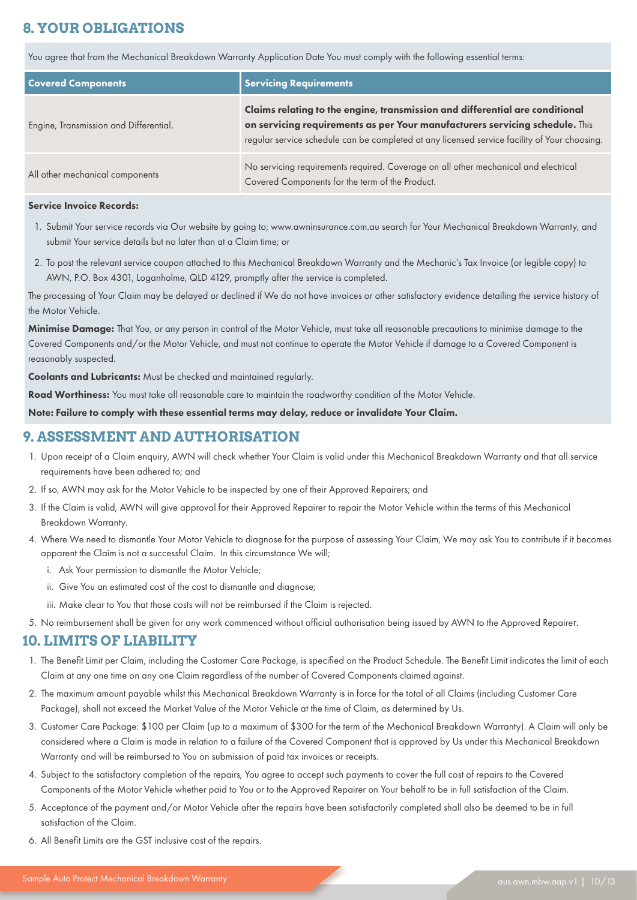## 8. YOUR OBLIGATIONS

You agree that from the Mechanical Breakdown Warranty Application Date You must comply with the following essential terms:

| Covered Components | Servicing Requirements |
|---|---|
| Engine, Transmission and Differential. | **Claims relating to the engine, transmission and differential are conditional on servicing requirements as per Your manufacturers servicing schedule.** This regular service schedule can be completed at any licensed service facility of Your choosing. |
| All other mechanical components | No servicing requirements required. Coverage on all other mechanical and electrical Covered Components for the term of the Product. |

**Service Invoice Records:**

1. Submit Your service records via Our website by going to; www.awninsurance.com.au search for Your Mechanical Breakdown Warranty, and submit Your service details but no later than at a Claim time; or
2. To post the relevant service coupon attached to this Mechanical Breakdown Warranty and the Mechanic's Tax Invoice (or legible copy) to AWN, P.O. Box 4301, Loganholme, QLD 4129, promptly after the service is completed.

The processing of Your Claim may be delayed or declined if We do not have invoices or other satisfactory evidence detailing the service history of the Motor Vehicle.

**Minimise Damage:** That You, or any person in control of the Motor Vehicle, must take all reasonable precautions to minimise damage to the Covered Components and/or the Motor Vehicle, and must not continue to operate the Motor Vehicle if damage to a Covered Component is reasonably suspected.

**Coolants and Lubricants:** Must be checked and maintained regularly.

**Road Worthiness:** You must take all reasonable care to maintain the roadworthy condition of the Motor Vehicle.

**Note: Failure to comply with these essential terms may delay, reduce or invalidate Your Claim.**

## 9. ASSESSMENT AND AUTHORISATION

1. Upon receipt of a Claim enquiry, AWN will check whether Your Claim is valid under this Mechanical Breakdown Warranty and that all service requirements have been adhered to; and
2. If so, AWN may ask for the Motor Vehicle to be inspected by one of their Approved Repairers; and
3. If the Claim is valid, AWN will give approval for their Approved Repairer to repair the Motor Vehicle within the terms of this Mechanical Breakdown Warranty.
4. Where We need to dismantle Your Motor Vehicle to diagnose for the purpose of assessing Your Claim, We may ask You to contribute if it becomes apparent the Claim is not a successful Claim. In this circumstance We will;
   i. Ask Your permission to dismantle the Motor Vehicle;
   ii. Give You an estimated cost of the cost to dismantle and diagnose;
   iii. Make clear to You that those costs will not be reimbursed if the Claim is rejected.
5. No reimbursement shall be given for any work commenced without official authorisation being issued by AWN to the Approved Repairer.

## 10. LIMITS OF LIABILITY

1. The Benefit Limit per Claim, including the Customer Care Package, is specified on the Product Schedule. The Benefit Limit indicates the limit of each Claim at any one time on any one Claim regardless of the number of Covered Components claimed against.
2. The maximum amount payable whilst this Mechanical Breakdown Warranty is in force for the total of all Claims (including Customer Care Package), shall not exceed the Market Value of the Motor Vehicle at the time of Claim, as determined by Us.
3. Customer Care Package: $100 per Claim (up to a maximum of $300 for the term of the Mechanical Breakdown Warranty). A Claim will only be considered where a Claim is made in relation to a failure of the Covered Component that is approved by Us under this Mechanical Breakdown Warranty and will be reimbursed to You on submission of paid tax invoices or receipts.
4. Subject to the satisfactory completion of the repairs, You agree to accept such payments to cover the full cost of repairs to the Covered Components of the Motor Vehicle whether paid to You or to the Approved Repairer on Your behalf to be in full satisfaction of the Claim.
5. Acceptance of the payment and/or Motor Vehicle after the repairs have been satisfactorily completed shall also be deemed to be in full satisfaction of the Claim.
6. All Benefit Limits are the GST inclusive cost of the repairs.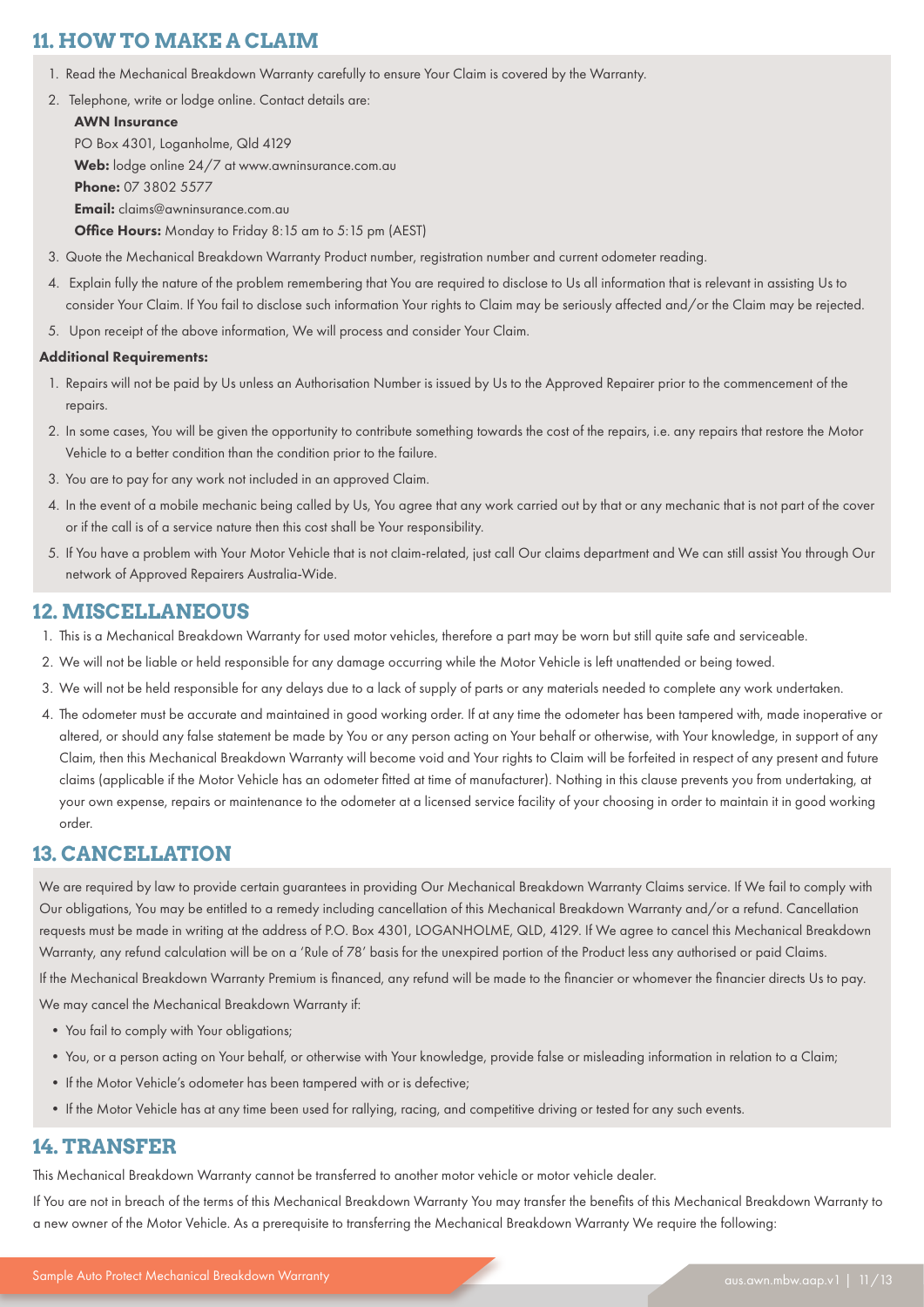## 11. HOW TO MAKE A CLAIM

1. Read the Mechanical Breakdown Warranty carefully to ensure Your Claim is covered by the Warranty.
2. Telephone, write or lodge online. Contact details are:

   **AWN Insurance**
   PO Box 4301, Loganholme, Qld 4129
   **Web:** lodge online 24/7 at www.awninsurance.com.au
   **Phone:** 07 3802 5577
   **Email:** claims@awninsurance.com.au
   **Office Hours:** Monday to Friday 8:15 am to 5:15 pm (AEST)

3. Quote the Mechanical Breakdown Warranty Product number, registration number and current odometer reading.
4. Explain fully the nature of the problem remembering that You are required to disclose to Us all information that is relevant in assisting Us to consider Your Claim. If You fail to disclose such information Your rights to Claim may be seriously affected and/or the Claim may be rejected.
5. Upon receipt of the above information, We will process and consider Your Claim.

**Additional Requirements:**

1. Repairs will not be paid by Us unless an Authorisation Number is issued by Us to the Approved Repairer prior to the commencement of the repairs.
2. In some cases, You will be given the opportunity to contribute something towards the cost of the repairs, i.e. any repairs that restore the Motor Vehicle to a better condition than the condition prior to the failure.
3. You are to pay for any work not included in an approved Claim.
4. In the event of a mobile mechanic being called by Us, You agree that any work carried out by that or any mechanic that is not part of the cover or if the call is of a service nature then this cost shall be Your responsibility.
5. If You have a problem with Your Motor Vehicle that is not claim-related, just call Our claims department and We can still assist You through Our network of Approved Repairers Australia-Wide.

## 12. MISCELLANEOUS

1. This is a Mechanical Breakdown Warranty for used motor vehicles, therefore a part may be worn but still quite safe and serviceable.
2. We will not be liable or held responsible for any damage occurring while the Motor Vehicle is left unattended or being towed.
3. We will not be held responsible for any delays due to a lack of supply of parts or any materials needed to complete any work undertaken.
4. The odometer must be accurate and maintained in good working order. If at any time the odometer has been tampered with, made inoperative or altered, or should any false statement be made by You or any person acting on Your behalf or otherwise, with Your knowledge, in support of any Claim, then this Mechanical Breakdown Warranty will become void and Your rights to Claim will be forfeited in respect of any present and future claims (applicable if the Motor Vehicle has an odometer fitted at time of manufacturer). Nothing in this clause prevents you from undertaking, at your own expense, repairs or maintenance to the odometer at a licensed service facility of your choosing in order to maintain it in good working order.

## 13. CANCELLATION

We are required by law to provide certain guarantees in providing Our Mechanical Breakdown Warranty Claims service. If We fail to comply with Our obligations, You may be entitled to a remedy including cancellation of this Mechanical Breakdown Warranty and/or a refund. Cancellation requests must be made in writing at the address of P.O. Box 4301, LOGANHOLME, QLD, 4129. If We agree to cancel this Mechanical Breakdown Warranty, any refund calculation will be on a 'Rule of 78' basis for the unexpired portion of the Product less any authorised or paid Claims.

If the Mechanical Breakdown Warranty Premium is financed, any refund will be made to the financier or whomever the financier directs Us to pay.

We may cancel the Mechanical Breakdown Warranty if:

- You fail to comply with Your obligations;
- You, or a person acting on Your behalf, or otherwise with Your knowledge, provide false or misleading information in relation to a Claim;
- If the Motor Vehicle's odometer has been tampered with or is defective;
- If the Motor Vehicle has at any time been used for rallying, racing, and competitive driving or tested for any such events.

## 14. TRANSFER

This Mechanical Breakdown Warranty cannot be transferred to another motor vehicle or motor vehicle dealer.

If You are not in breach of the terms of this Mechanical Breakdown Warranty You may transfer the benefits of this Mechanical Breakdown Warranty to a new owner of the Motor Vehicle. As a prerequisite to transferring the Mechanical Breakdown Warranty We require the following: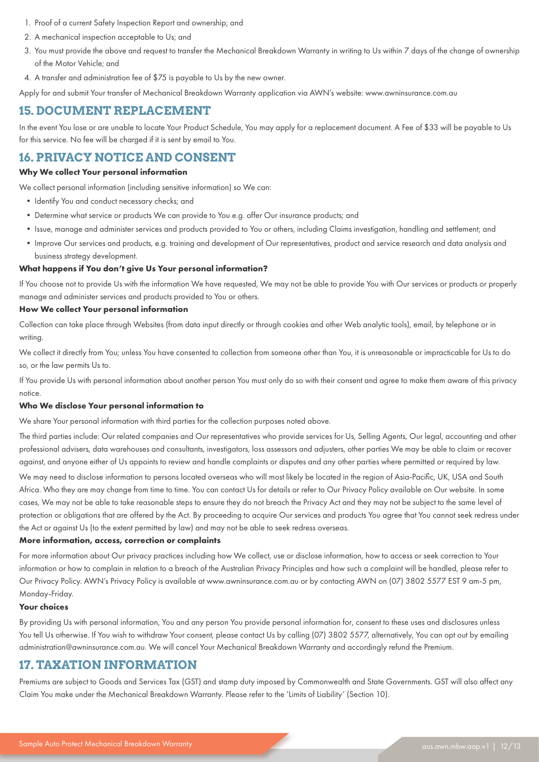1. Proof of a current Safety Inspection Report and ownership; and
2. A mechanical inspection acceptable to Us; and
3. You must provide the above and request to transfer the Mechanical Breakdown Warranty in writing to Us within 7 days of the change of ownership of the Motor Vehicle; and
4. A transfer and administration fee of $75 is payable to Us by the new owner.

Apply for and submit Your transfer of Mechanical Breakdown Warranty application via AWN's website: www.awninsurance.com.au

## 15. DOCUMENT REPLACEMENT

In the event You lose or are unable to locate Your Product Schedule, You may apply for a replacement document. A Fee of $33 will be payable to Us for this service. No fee will be charged if it is sent by email to You.

## 16. PRIVACY NOTICE AND CONSENT

**Why We collect Your personal information**

We collect personal information (including sensitive information) so We can:

- Identify You and conduct necessary checks; and
- Determine what service or products We can provide to You e.g. offer Our insurance products; and
- Issue, manage and administer services and products provided to You or others, including Claims investigation, handling and settlement; and
- Improve Our services and products, e.g. training and development of Our representatives, product and service research and data analysis and business strategy development.

**What happens if You don't give Us Your personal information?**

If You choose not to provide Us with the information We have requested, We may not be able to provide You with Our services or products or properly manage and administer services and products provided to You or others.

**How We collect Your personal information**

Collection can take place through Websites (from data input directly or through cookies and other Web analytic tools), email, by telephone or in writing.

We collect it directly from You; unless You have consented to collection from someone other than You, it is unreasonable or impracticable for Us to do so, or the law permits Us to.

If You provide Us with personal information about another person You must only do so with their consent and agree to make them aware of this privacy notice.

**Who We disclose Your personal information to**

We share Your personal information with third parties for the collection purposes noted above.

The third parties include: Our related companies and Our representatives who provide services for Us, Selling Agents, Our legal, accounting and other professional advisers, data warehouses and consultants, investigators, loss assessors and adjusters, other parties We may be able to claim or recover against, and anyone either of Us appoints to review and handle complaints or disputes and any other parties where permitted or required by law.

We may need to disclose information to persons located overseas who will most likely be located in the region of Asia-Pacific, UK, USA and South Africa. Who they are may change from time to time. You can contact Us for details or refer to Our Privacy Policy available on Our website. In some cases, We may not be able to take reasonable steps to ensure they do not breach the Privacy Act and they may not be subject to the same level of protection or obligations that are offered by the Act. By proceeding to acquire Our services and products You agree that You cannot seek redress under the Act or against Us (to the extent permitted by law) and may not be able to seek redress overseas.

**More information, access, correction or complaints**

For more information about Our privacy practices including how We collect, use or disclose information, how to access or seek correction to Your information or how to complain in relation to a breach of the Australian Privacy Principles and how such a complaint will be handled, please refer to Our Privacy Policy. AWN's Privacy Policy is available at www.awninsurance.com.au or by contacting AWN on (07) 3802 5577 EST 9 am-5 pm, Monday-Friday.

**Your choices**

By providing Us with personal information, You and any person You provide personal information for, consent to these uses and disclosures unless You tell Us otherwise. If You wish to withdraw Your consent, please contact Us by calling (07) 3802 5577, alternatively, You can opt out by emailing administration@awninsurance.com.au. We will cancel Your Mechanical Breakdown Warranty and accordingly refund the Premium.

## 17. TAXATION INFORMATION

Premiums are subject to Goods and Services Tax (GST) and stamp duty imposed by Commonwealth and State Governments. GST will also affect any Claim You make under the Mechanical Breakdown Warranty. Please refer to the 'Limits of Liability' (Section 10).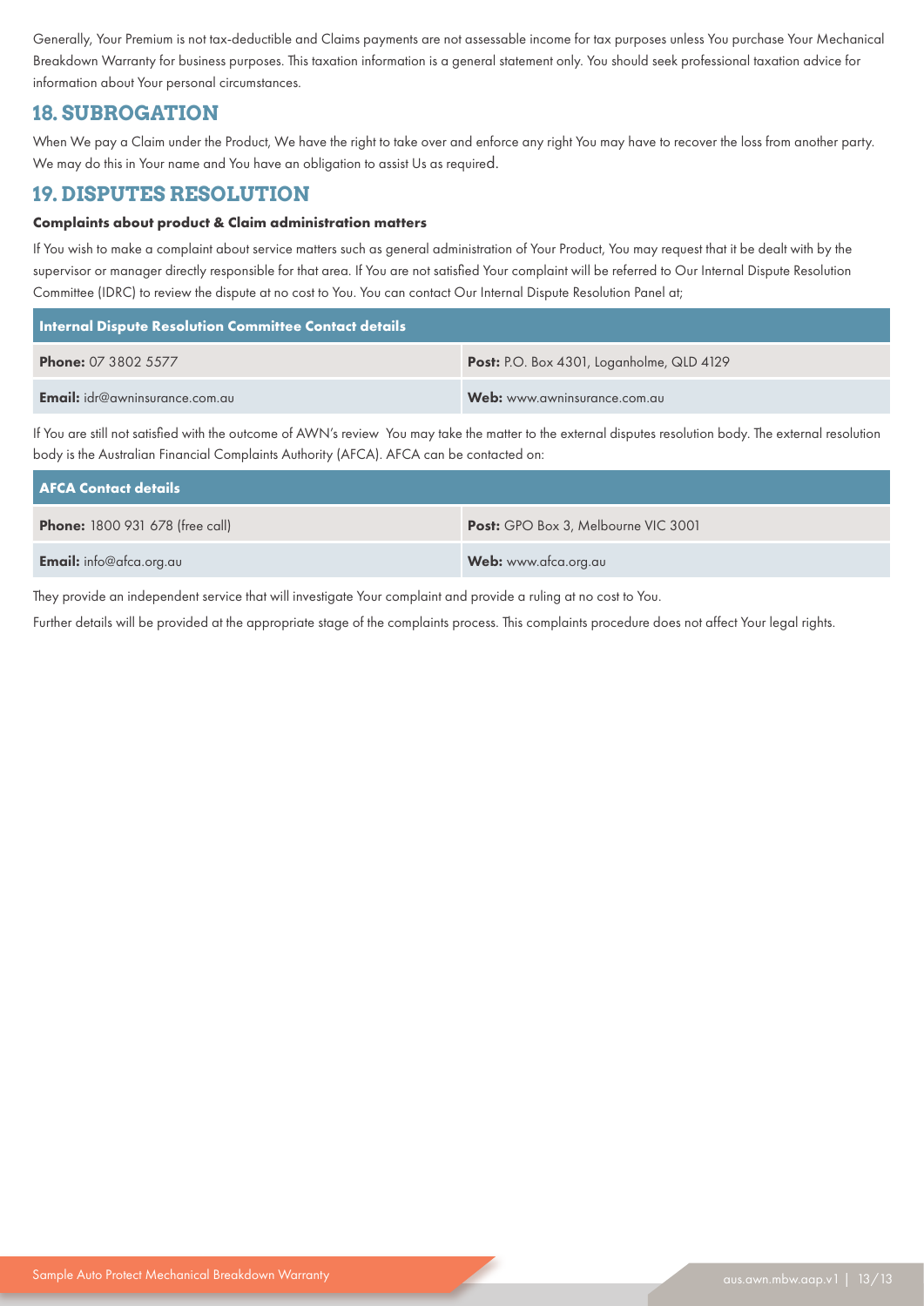Generally, Your Premium is not tax-deductible and Claims payments are not assessable income for tax purposes unless You purchase Your Mechanical Breakdown Warranty for business purposes. This taxation information is a general statement only. You should seek professional taxation advice for information about Your personal circumstances.

## 18. SUBROGATION

When We pay a Claim under the Product, We have the right to take over and enforce any right You may have to recover the loss from another party. We may do this in Your name and You have an obligation to assist Us as required.

## 19. DISPUTES RESOLUTION

**Complaints about product & Claim administration matters**

If You wish to make a complaint about service matters such as general administration of Your Product, You may request that it be dealt with by the supervisor or manager directly responsible for that area. If You are not satisfied Your complaint will be referred to Our Internal Dispute Resolution Committee (IDRC) to review the dispute at no cost to You. You can contact Our Internal Dispute Resolution Panel at;

| Internal Dispute Resolution Committee Contact details | |
|---|---|
| **Phone:** 07 3802 5577 | **Post:** P.O. Box 4301, Loganholme, QLD 4129 |
| **Email:** idr@awninsurance.com.au | **Web:** www.awninsurance.com.au |

If You are still not satisfied with the outcome of AWN's review You may take the matter to the external disputes resolution body. The external resolution body is the Australian Financial Complaints Authority (AFCA). AFCA can be contacted on:

| AFCA Contact details | |
|---|---|
| **Phone:** 1800 931 678 (free call) | **Post:** GPO Box 3, Melbourne VIC 3001 |
| **Email:** info@afca.org.au | **Web:** www.afca.org.au |

They provide an independent service that will investigate Your complaint and provide a ruling at no cost to You.

Further details will be provided at the appropriate stage of the complaints process. This complaints procedure does not affect Your legal rights.